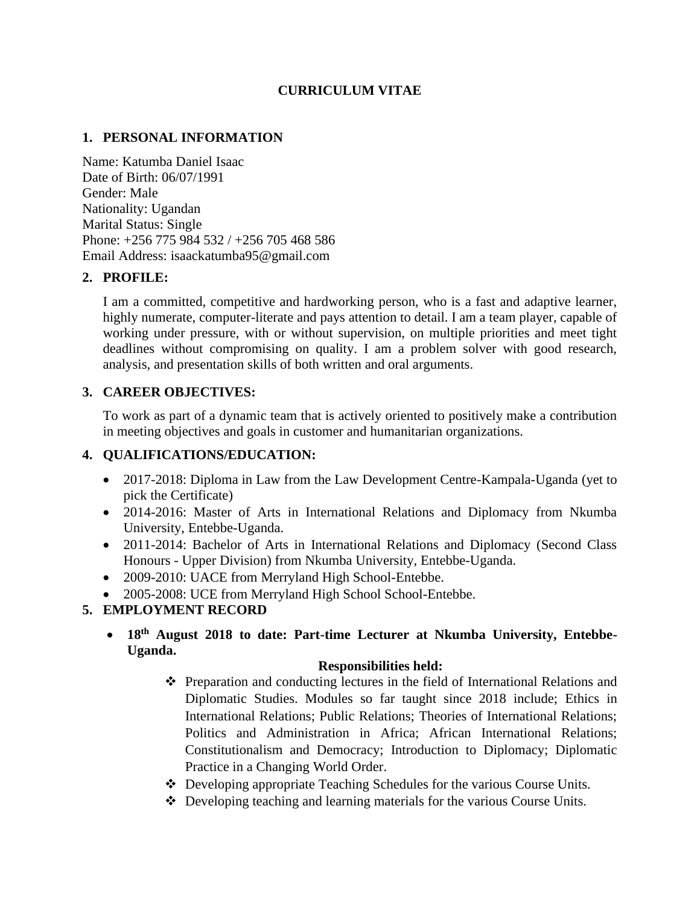# CURRICULUM VITAE

## 1. PERSONAL INFORMATION

Name: Katumba Daniel Isaac
Date of Birth: 06/07/1991
Gender: Male
Nationality: Ugandan
Marital Status: Single
Phone: +256 775 984 532 / +256 705 468 586
Email Address: isaackatumba95@gmail.com

## 2. PROFILE:

I am a committed, competitive and hardworking person, who is a fast and adaptive learner, highly numerate, computer-literate and pays attention to detail. I am a team player, capable of working under pressure, with or without supervision, on multiple priorities and meet tight deadlines without compromising on quality. I am a problem solver with good research, analysis, and presentation skills of both written and oral arguments.

## 3. CAREER OBJECTIVES:

To work as part of a dynamic team that is actively oriented to positively make a contribution in meeting objectives and goals in customer and humanitarian organizations.

## 4. QUALIFICATIONS/EDUCATION:

- 2017-2018: Diploma in Law from the Law Development Centre-Kampala-Uganda (yet to pick the Certificate)
- 2014-2016: Master of Arts in International Relations and Diplomacy from Nkumba University, Entebbe-Uganda.
- 2011-2014: Bachelor of Arts in International Relations and Diplomacy (Second Class Honours - Upper Division) from Nkumba University, Entebbe-Uganda.
- 2009-2010: UACE from Merryland High School-Entebbe.
- 2005-2008: UCE from Merryland High School School-Entebbe.

## 5. EMPLOYMENT RECORD

- **18th August 2018 to date: Part-time Lecturer at Nkumba University, Entebbe-Uganda.**

  **Responsibilities held:**

  - Preparation and conducting lectures in the field of International Relations and Diplomatic Studies. Modules so far taught since 2018 include; Ethics in International Relations; Public Relations; Theories of International Relations; Politics and Administration in Africa; African International Relations; Constitutionalism and Democracy; Introduction to Diplomacy; Diplomatic Practice in a Changing World Order.
  - Developing appropriate Teaching Schedules for the various Course Units.
  - Developing teaching and learning materials for the various Course Units.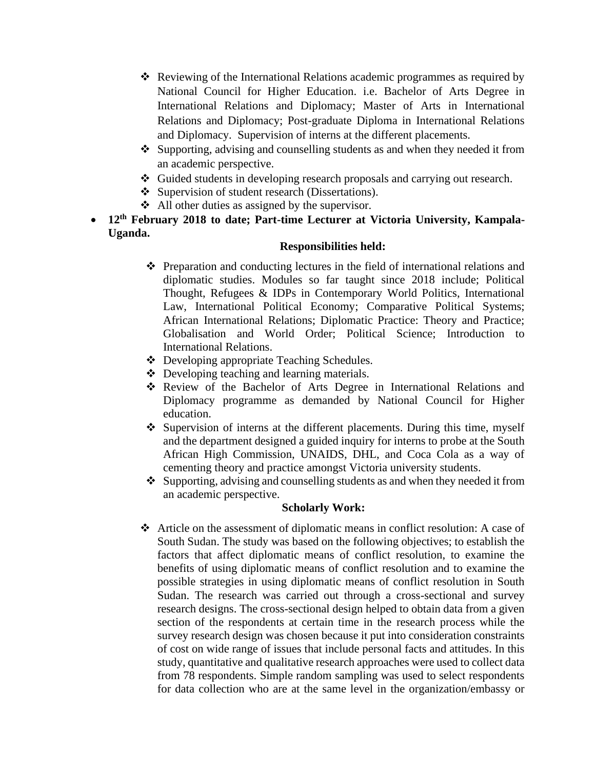- Reviewing of the International Relations academic programmes as required by National Council for Higher Education. i.e. Bachelor of Arts Degree in International Relations and Diplomacy; Master of Arts in International Relations and Diplomacy; Post-graduate Diploma in International Relations and Diplomacy. Supervision of interns at the different placements.
- Supporting, advising and counselling students as and when they needed it from an academic perspective.
- Guided students in developing research proposals and carrying out research.
- Supervision of student research (Dissertations).
- All other duties as assigned by the supervisor.

- **12th February 2018 to date; Part-time Lecturer at Victoria University, Kampala-Uganda.**

**Responsibilities held:**

- Preparation and conducting lectures in the field of international relations and diplomatic studies. Modules so far taught since 2018 include; Political Thought, Refugees & IDPs in Contemporary World Politics, International Law, International Political Economy; Comparative Political Systems; African International Relations; Diplomatic Practice: Theory and Practice; Globalisation and World Order; Political Science; Introduction to International Relations.
- Developing appropriate Teaching Schedules.
- Developing teaching and learning materials.
- Review of the Bachelor of Arts Degree in International Relations and Diplomacy programme as demanded by National Council for Higher education.
- Supervision of interns at the different placements. During this time, myself and the department designed a guided inquiry for interns to probe at the South African High Commission, UNAIDS, DHL, and Coca Cola as a way of cementing theory and practice amongst Victoria university students.
- Supporting, advising and counselling students as and when they needed it from an academic perspective.

**Scholarly Work:**

- Article on the assessment of diplomatic means in conflict resolution: A case of South Sudan. The study was based on the following objectives; to establish the factors that affect diplomatic means of conflict resolution, to examine the benefits of using diplomatic means of conflict resolution and to examine the possible strategies in using diplomatic means of conflict resolution in South Sudan. The research was carried out through a cross-sectional and survey research designs. The cross-sectional design helped to obtain data from a given section of the respondents at certain time in the research process while the survey research design was chosen because it put into consideration constraints of cost on wide range of issues that include personal facts and attitudes. In this study, quantitative and qualitative research approaches were used to collect data from 78 respondents. Simple random sampling was used to select respondents for data collection who are at the same level in the organization/embassy or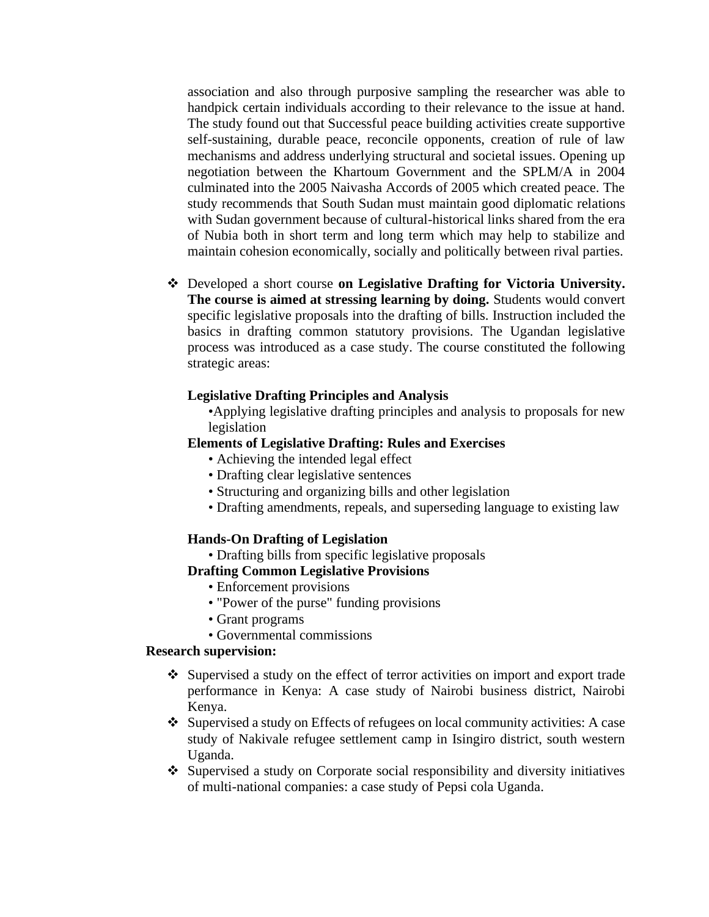association and also through purposive sampling the researcher was able to handpick certain individuals according to their relevance to the issue at hand. The study found out that Successful peace building activities create supportive self-sustaining, durable peace, reconcile opponents, creation of rule of law mechanisms and address underlying structural and societal issues. Opening up negotiation between the Khartoum Government and the SPLM/A in 2004 culminated into the 2005 Naivasha Accords of 2005 which created peace. The study recommends that South Sudan must maintain good diplomatic relations with Sudan government because of cultural-historical links shared from the era of Nubia both in short term and long term which may help to stabilize and maintain cohesion economically, socially and politically between rival parties.

- Developed a short course **on Legislative Drafting for Victoria University. The course is aimed at stressing learning by doing.** Students would convert specific legislative proposals into the drafting of bills. Instruction included the basics in drafting common statutory provisions. The Ugandan legislative process was introduced as a case study. The course constituted the following strategic areas:

  **Legislative Drafting Principles and Analysis**
  - Applying legislative drafting principles and analysis to proposals for new legislation

  **Elements of Legislative Drafting: Rules and Exercises**
  - Achieving the intended legal effect
  - Drafting clear legislative sentences
  - Structuring and organizing bills and other legislation
  - Drafting amendments, repeals, and superseding language to existing law

  **Hands-On Drafting of Legislation**
  - Drafting bills from specific legislative proposals

  **Drafting Common Legislative Provisions**
  - Enforcement provisions
  - "Power of the purse" funding provisions
  - Grant programs
  - Governmental commissions

**Research supervision:**

- Supervised a study on the effect of terror activities on import and export trade performance in Kenya: A case study of Nairobi business district, Nairobi Kenya.
- Supervised a study on Effects of refugees on local community activities: A case study of Nakivale refugee settlement camp in Isingiro district, south western Uganda.
- Supervised a study on Corporate social responsibility and diversity initiatives of multi-national companies: a case study of Pepsi cola Uganda.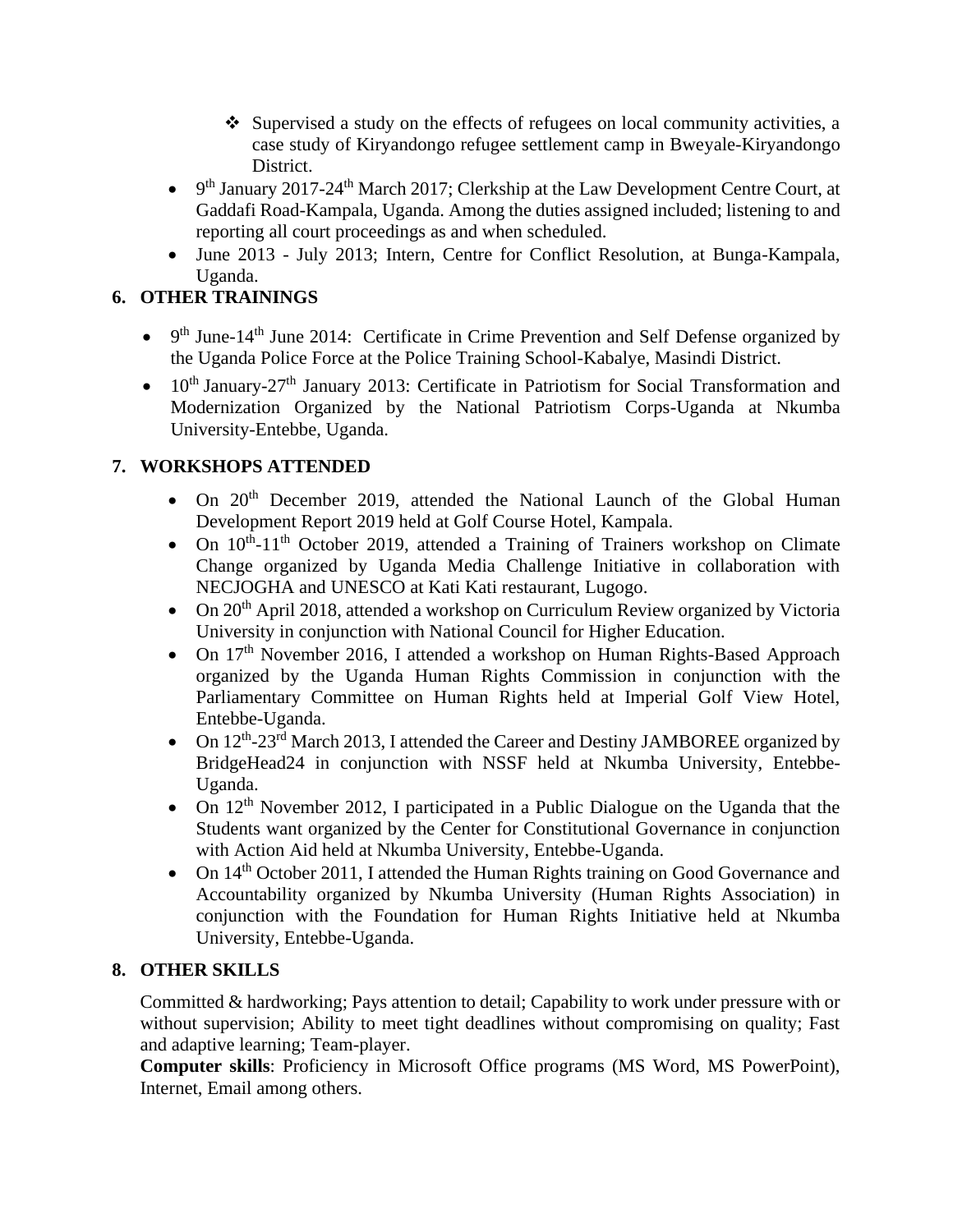- Supervised a study on the effects of refugees on local community activities, a case study of Kiryandongo refugee settlement camp in Bweyale-Kiryandongo District.
- 9th January 2017-24th March 2017; Clerkship at the Law Development Centre Court, at Gaddafi Road-Kampala, Uganda. Among the duties assigned included; listening to and reporting all court proceedings as and when scheduled.
- June 2013 - July 2013; Intern, Centre for Conflict Resolution, at Bunga-Kampala, Uganda.

## 6. OTHER TRAININGS

- 9th June-14th June 2014: Certificate in Crime Prevention and Self Defense organized by the Uganda Police Force at the Police Training School-Kabalye, Masindi District.
- 10th January-27th January 2013: Certificate in Patriotism for Social Transformation and Modernization Organized by the National Patriotism Corps-Uganda at Nkumba University-Entebbe, Uganda.

## 7. WORKSHOPS ATTENDED

- On 20th December 2019, attended the National Launch of the Global Human Development Report 2019 held at Golf Course Hotel, Kampala.
- On 10th-11th October 2019, attended a Training of Trainers workshop on Climate Change organized by Uganda Media Challenge Initiative in collaboration with NECJOGHA and UNESCO at Kati Kati restaurant, Lugogo.
- On 20th April 2018, attended a workshop on Curriculum Review organized by Victoria University in conjunction with National Council for Higher Education.
- On 17th November 2016, I attended a workshop on Human Rights-Based Approach organized by the Uganda Human Rights Commission in conjunction with the Parliamentary Committee on Human Rights held at Imperial Golf View Hotel, Entebbe-Uganda.
- On 12th-23rd March 2013, I attended the Career and Destiny JAMBOREE organized by BridgeHead24 in conjunction with NSSF held at Nkumba University, Entebbe-Uganda.
- On 12th November 2012, I participated in a Public Dialogue on the Uganda that the Students want organized by the Center for Constitutional Governance in conjunction with Action Aid held at Nkumba University, Entebbe-Uganda.
- On 14th October 2011, I attended the Human Rights training on Good Governance and Accountability organized by Nkumba University (Human Rights Association) in conjunction with the Foundation for Human Rights Initiative held at Nkumba University, Entebbe-Uganda.

## 8. OTHER SKILLS

Committed & hardworking; Pays attention to detail; Capability to work under pressure with or without supervision; Ability to meet tight deadlines without compromising on quality; Fast and adaptive learning; Team-player.

**Computer skills**: Proficiency in Microsoft Office programs (MS Word, MS PowerPoint), Internet, Email among others.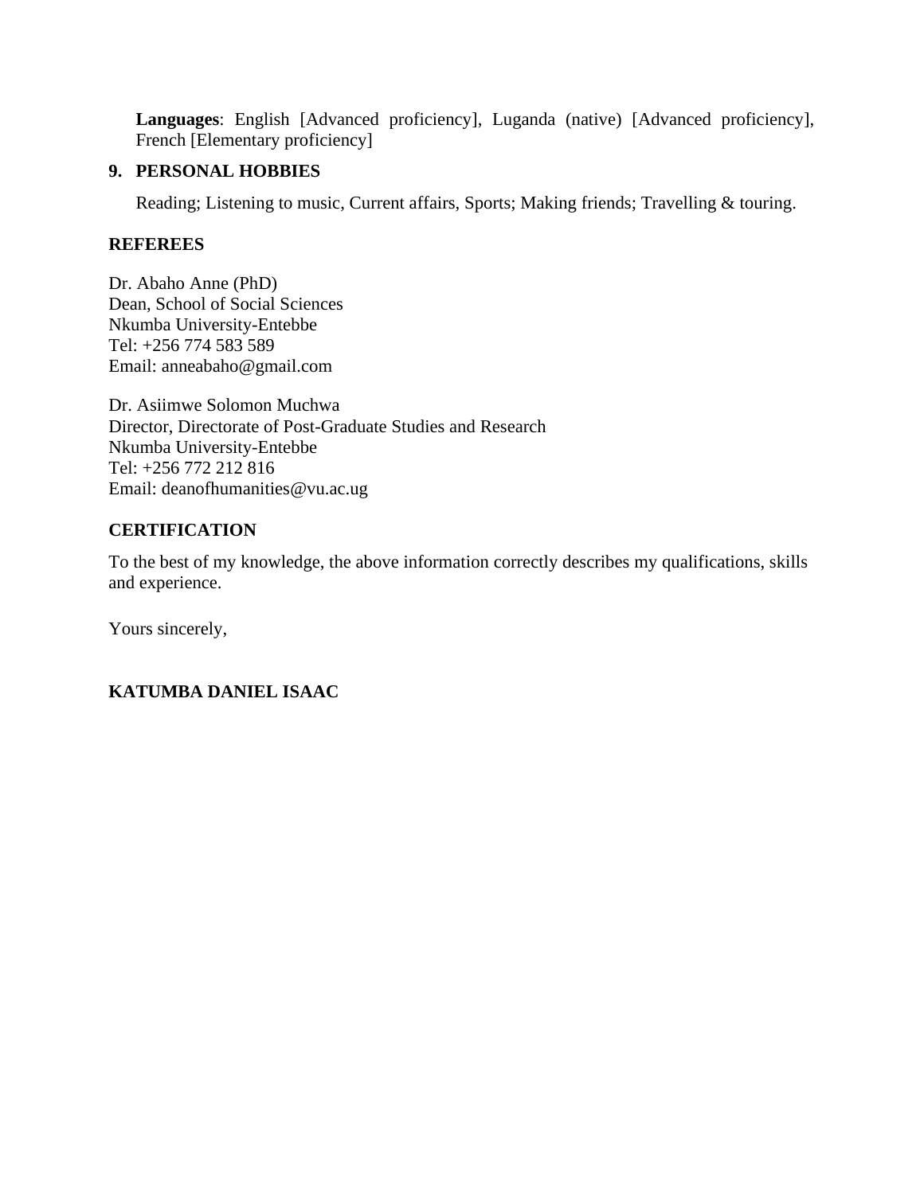**Languages**: English [Advanced proficiency], Luganda (native) [Advanced proficiency], French [Elementary proficiency]

## 9. PERSONAL HOBBIES

Reading; Listening to music, Current affairs, Sports; Making friends; Travelling & touring.

## REFEREES

Dr. Abaho Anne (PhD)
Dean, School of Social Sciences
Nkumba University-Entebbe
Tel: +256 774 583 589
Email: anneabaho@gmail.com

Dr. Asiimwe Solomon Muchwa
Director, Directorate of Post-Graduate Studies and Research
Nkumba University-Entebbe
Tel: +256 772 212 816
Email: deanofhumanities@vu.ac.ug

## CERTIFICATION

To the best of my knowledge, the above information correctly describes my qualifications, skills and experience.

Yours sincerely,

**KATUMBA DANIEL ISAAC**